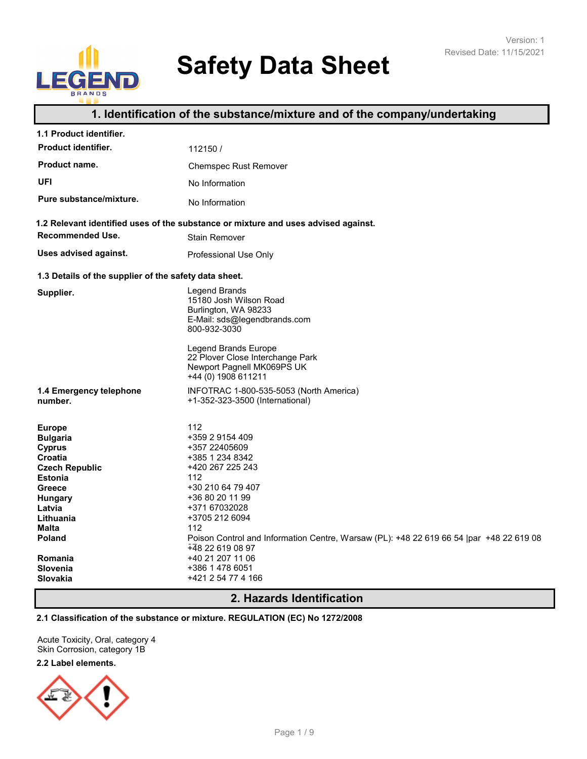Version: 1
Revised Date: 11/15/2021

# Safety Data Sheet

## 1. Identification of the substance/mixture and of the company/undertaking

**1.1 Product identifier.**

| | |
|---|---|
| **Product identifier.** | 112150 / |
| **Product name.** | Chemspec Rust Remover |
| **UFI** | No Information |
| **Pure substance/mixture.** | No Information |

**1.2 Relevant identified uses of the substance or mixture and uses advised against.**

| | |
|---|---|
| **Recommended Use.** | Stain Remover |
| **Uses advised against.** | Professional Use Only |

**1.3 Details of the supplier of the safety data sheet.**

**Supplier.**

Legend Brands
15180 Josh Wilson Road
Burlington, WA 98233
E-Mail: sds@legendbrands.com
800-932-3030

Legend Brands Europe
22 Plover Close Interchange Park
Newport Pagnell MK069PS UK
+44 (0) 1908 611211

**1.4 Emergency telephone number.**

INFOTRAC 1-800-535-5053 (North America)
+1-352-323-3500 (International)

| | |
|---|---|
| **Europe** | 112 |
| **Bulgaria** | +359 2 9154 409 |
| **Cyprus** | +357 22405609 |
| **Croatia** | +385 1 234 8342 |
| **Czech Republic** | +420 267 225 243 |
| **Estonia** | 112 |
| **Greece** | +30 210 64 79 407 |
| **Hungary** | +36 80 20 11 99 |
| **Latvia** | +371 67032028 |
| **Lithuania** | +3705 212 6094 |
| **Malta** | 112 |
| **Poland** | Poison Control and Information Centre, Warsaw (PL): +48 22 619 66 54 \|par +48 22 619 08 +48 22 619 08 97 |
| **Romania** | +40 21 207 11 06 |
| **Slovenia** | +386 1 478 6051 |
| **Slovakia** | +421 2 54 77 4 166 |

## 2. Hazards Identification

**2.1 Classification of the substance or mixture. REGULATION (EC) No 1272/2008**

Acute Toxicity, Oral, category 4
Skin Corrosion, category 1B

**2.2 Label elements.**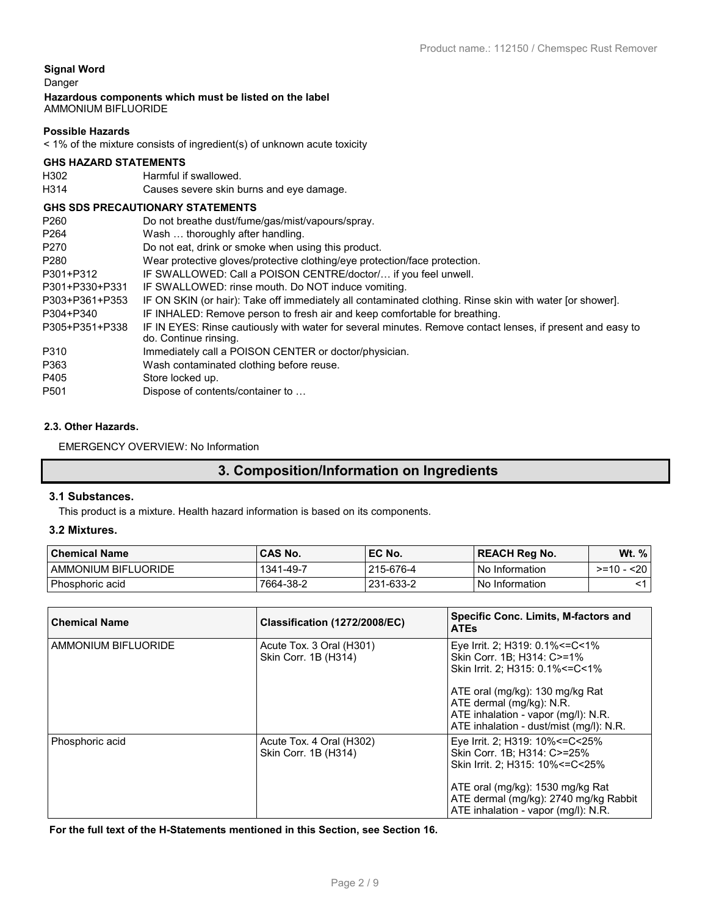**Signal Word**

Danger

**Hazardous components which must be listed on the label**

AMMONIUM BIFLUORIDE

**Possible Hazards**

< 1% of the mixture consists of ingredient(s) of unknown acute toxicity

**GHS HAZARD STATEMENTS**

| | |
|---|---|
| H302 | Harmful if swallowed. |
| H314 | Causes severe skin burns and eye damage. |

**GHS SDS PRECAUTIONARY STATEMENTS**

| | |
|---|---|
| P260 | Do not breathe dust/fume/gas/mist/vapours/spray. |
| P264 | Wash … thoroughly after handling. |
| P270 | Do not eat, drink or smoke when using this product. |
| P280 | Wear protective gloves/protective clothing/eye protection/face protection. |
| P301+P312 | IF SWALLOWED: Call a POISON CENTRE/doctor/… if you feel unwell. |
| P301+P330+P331 | IF SWALLOWED: rinse mouth. Do NOT induce vomiting. |
| P303+P361+P353 | IF ON SKIN (or hair): Take off immediately all contaminated clothing. Rinse skin with water [or shower]. |
| P304+P340 | IF INHALED: Remove person to fresh air and keep comfortable for breathing. |
| P305+P351+P338 | IF IN EYES: Rinse cautiously with water for several minutes. Remove contact lenses, if present and easy to do. Continue rinsing. |
| P310 | Immediately call a POISON CENTER or doctor/physician. |
| P363 | Wash contaminated clothing before reuse. |
| P405 | Store locked up. |
| P501 | Dispose of contents/container to … |

### 2.3. Other Hazards.

EMERGENCY OVERVIEW: No Information

## 3. Composition/Information on Ingredients

### 3.1 Substances.

This product is a mixture. Health hazard information is based on its components.

### 3.2 Mixtures.

| Chemical Name | CAS No. | EC No. | REACH Reg No. | Wt. % |
|---|---|---|---|---|
| AMMONIUM BIFLUORIDE | 1341-49-7 | 215-676-4 | No Information | >=10 - <20 |
| Phosphoric acid | 7664-38-2 | 231-633-2 | No Information | <1 |

| Chemical Name | Classification (1272/2008/EC) | Specific Conc. Limits, M-factors and ATEs |
|---|---|---|
| AMMONIUM BIFLUORIDE | Acute Tox. 3 Oral (H301)<br>Skin Corr. 1B (H314) | Eye Irrit. 2; H319: 0.1%<=C<1%<br>Skin Corr. 1B; H314: C>=1%<br>Skin Irrit. 2; H315: 0.1%<=C<1%<br><br>ATE oral (mg/kg): 130 mg/kg Rat<br>ATE dermal (mg/kg): N.R.<br>ATE inhalation - vapor (mg/l): N.R.<br>ATE inhalation - dust/mist (mg/l): N.R. |
| Phosphoric acid | Acute Tox. 4 Oral (H302)<br>Skin Corr. 1B (H314) | Eye Irrit. 2; H319: 10%<=C<25%<br>Skin Corr. 1B; H314: C>=25%<br>Skin Irrit. 2; H315: 10%<=C<25%<br><br>ATE oral (mg/kg): 1530 mg/kg Rat<br>ATE dermal (mg/kg): 2740 mg/kg Rabbit<br>ATE inhalation - vapor (mg/l): N.R. |

**For the full text of the H-Statements mentioned in this Section, see Section 16.**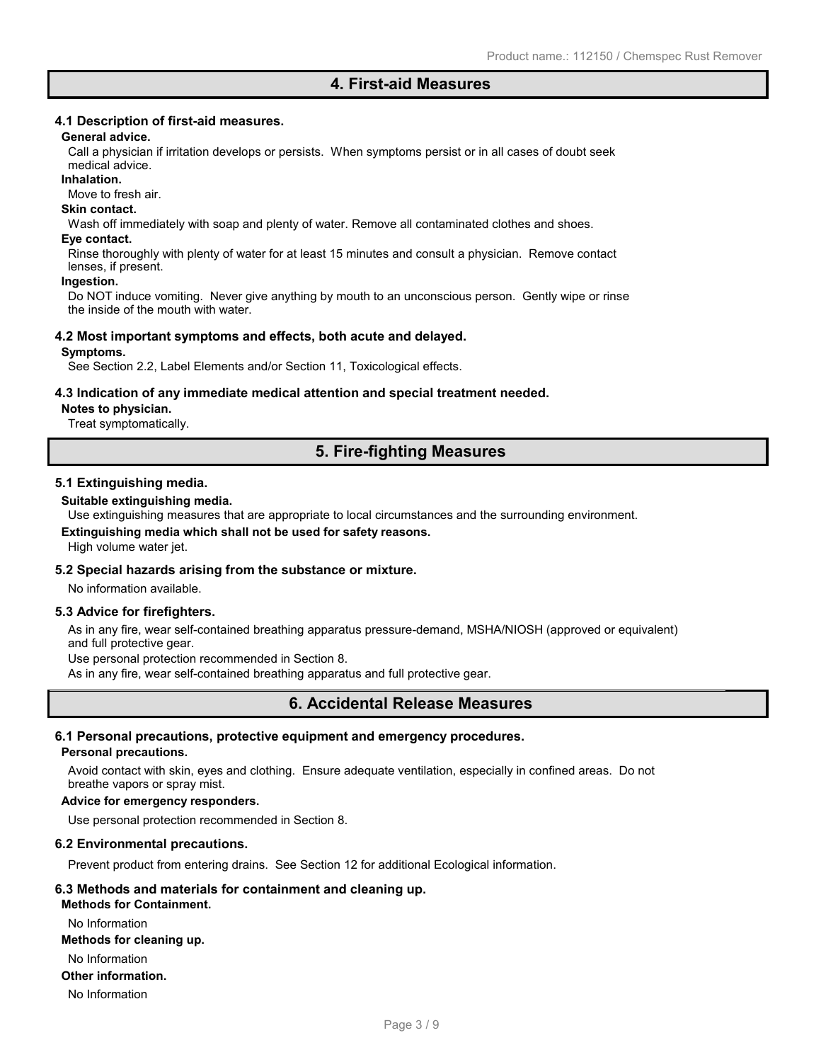## 4. First-aid Measures

### 4.1 Description of first-aid measures.

**General advice.**

Call a physician if irritation develops or persists. When symptoms persist or in all cases of doubt seek medical advice.

**Inhalation.**

Move to fresh air.

**Skin contact.**

Wash off immediately with soap and plenty of water. Remove all contaminated clothes and shoes.

**Eye contact.**

Rinse thoroughly with plenty of water for at least 15 minutes and consult a physician. Remove contact lenses, if present.

**Ingestion.**

Do NOT induce vomiting. Never give anything by mouth to an unconscious person. Gently wipe or rinse the inside of the mouth with water.

### 4.2 Most important symptoms and effects, both acute and delayed.

**Symptoms.**

See Section 2.2, Label Elements and/or Section 11, Toxicological effects.

### 4.3 Indication of any immediate medical attention and special treatment needed.

**Notes to physician.**

Treat symptomatically.

## 5. Fire-fighting Measures

### 5.1 Extinguishing media.

**Suitable extinguishing media.**

Use extinguishing measures that are appropriate to local circumstances and the surrounding environment.

**Extinguishing media which shall not be used for safety reasons.**

High volume water jet.

### 5.2 Special hazards arising from the substance or mixture.

No information available.

### 5.3 Advice for firefighters.

As in any fire, wear self-contained breathing apparatus pressure-demand, MSHA/NIOSH (approved or equivalent) and full protective gear.

Use personal protection recommended in Section 8.

As in any fire, wear self-contained breathing apparatus and full protective gear.

## 6. Accidental Release Measures

### 6.1 Personal precautions, protective equipment and emergency procedures.

**Personal precautions.**

Avoid contact with skin, eyes and clothing. Ensure adequate ventilation, especially in confined areas. Do not breathe vapors or spray mist.

**Advice for emergency responders.**

Use personal protection recommended in Section 8.

### 6.2 Environmental precautions.

Prevent product from entering drains. See Section 12 for additional Ecological information.

### 6.3 Methods and materials for containment and cleaning up.

**Methods for Containment.**

No Information

**Methods for cleaning up.**

No Information

**Other information.**

No Information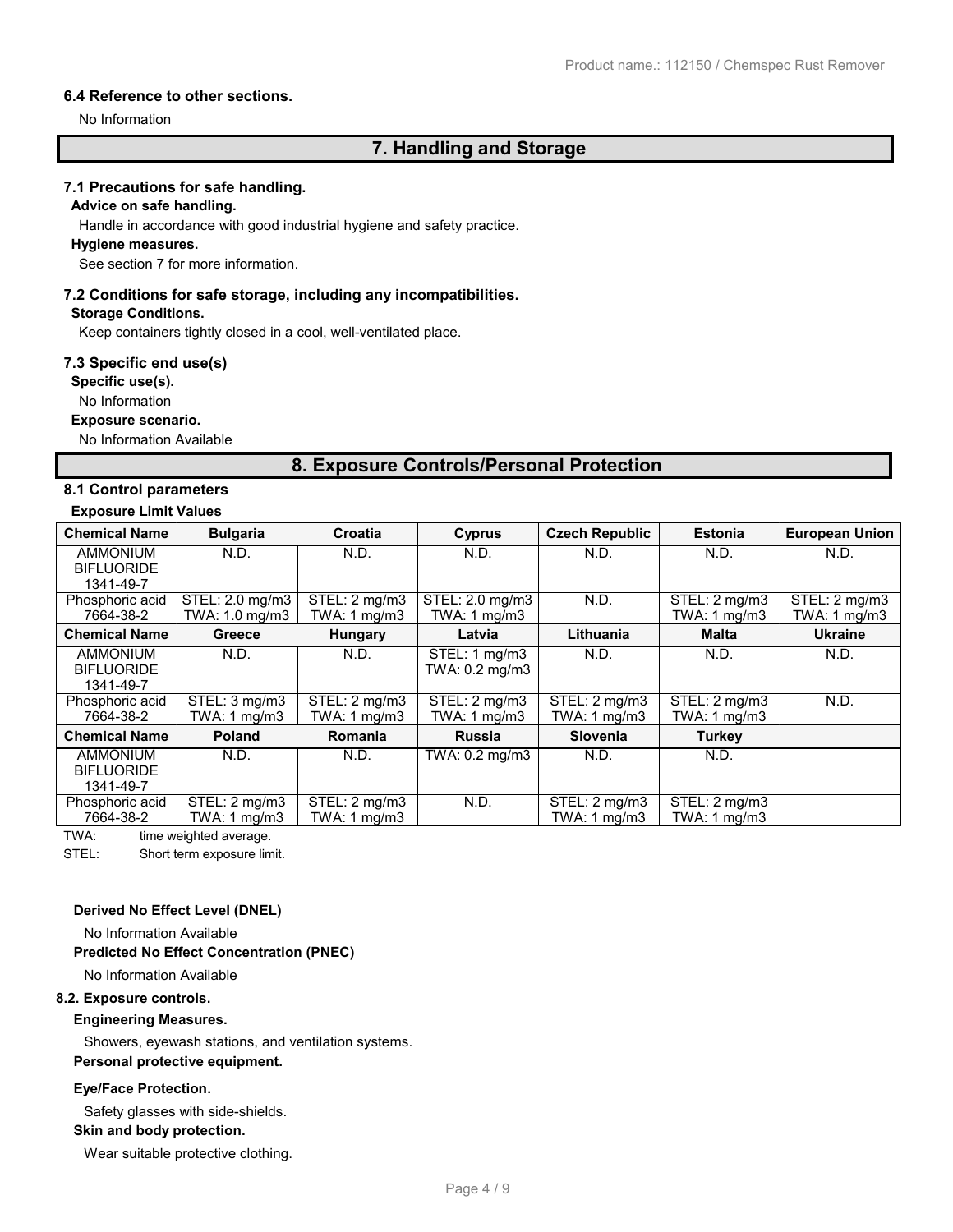### 6.4 Reference to other sections.

No Information

## 7. Handling and Storage

### 7.1 Precautions for safe handling.

**Advice on safe handling.**

Handle in accordance with good industrial hygiene and safety practice.

**Hygiene measures.**

See section 7 for more information.

### 7.2 Conditions for safe storage, including any incompatibilities.

**Storage Conditions.**

Keep containers tightly closed in a cool, well-ventilated place.

### 7.3 Specific end use(s)

**Specific use(s).**

No Information

**Exposure scenario.**

No Information Available

## 8. Exposure Controls/Personal Protection

### 8.1 Control parameters

**Exposure Limit Values**

| Chemical Name | Bulgaria | Croatia | Cyprus | Czech Republic | Estonia | European Union |
|---|---|---|---|---|---|---|
| AMMONIUM BIFLUORIDE 1341-49-7 | N.D. | N.D. | N.D. | N.D. | N.D. | N.D. |
| Phosphoric acid 7664-38-2 | STEL: 2.0 mg/m3 TWA: 1.0 mg/m3 | STEL: 2 mg/m3 TWA: 1 mg/m3 | STEL: 2.0 mg/m3 TWA: 1 mg/m3 | N.D. | STEL: 2 mg/m3 TWA: 1 mg/m3 | STEL: 2 mg/m3 TWA: 1 mg/m3 |
| **Chemical Name** | **Greece** | **Hungary** | **Latvia** | **Lithuania** | **Malta** | **Ukraine** |
| AMMONIUM BIFLUORIDE 1341-49-7 | N.D. | N.D. | STEL: 1 mg/m3 TWA: 0.2 mg/m3 | N.D. | N.D. | N.D. |
| Phosphoric acid 7664-38-2 | STEL: 3 mg/m3 TWA: 1 mg/m3 | STEL: 2 mg/m3 TWA: 1 mg/m3 | STEL: 2 mg/m3 TWA: 1 mg/m3 | STEL: 2 mg/m3 TWA: 1 mg/m3 | STEL: 2 mg/m3 TWA: 1 mg/m3 | N.D. |
| **Chemical Name** | **Poland** | **Romania** | **Russia** | **Slovenia** | **Turkey** | |
| AMMONIUM BIFLUORIDE 1341-49-7 | N.D. | N.D. | TWA: 0.2 mg/m3 | N.D. | N.D. | |
| Phosphoric acid 7664-38-2 | STEL: 2 mg/m3 TWA: 1 mg/m3 | STEL: 2 mg/m3 TWA: 1 mg/m3 | N.D. | STEL: 2 mg/m3 TWA: 1 mg/m3 | STEL: 2 mg/m3 TWA: 1 mg/m3 | |

TWA: time weighted average.

STEL: Short term exposure limit.

**Derived No Effect Level (DNEL)**

No Information Available

**Predicted No Effect Concentration (PNEC)**

No Information Available

### 8.2. Exposure controls.

**Engineering Measures.**

Showers, eyewash stations, and ventilation systems.

**Personal protective equipment.**

**Eye/Face Protection.**

Safety glasses with side-shields.

**Skin and body protection.**

Wear suitable protective clothing.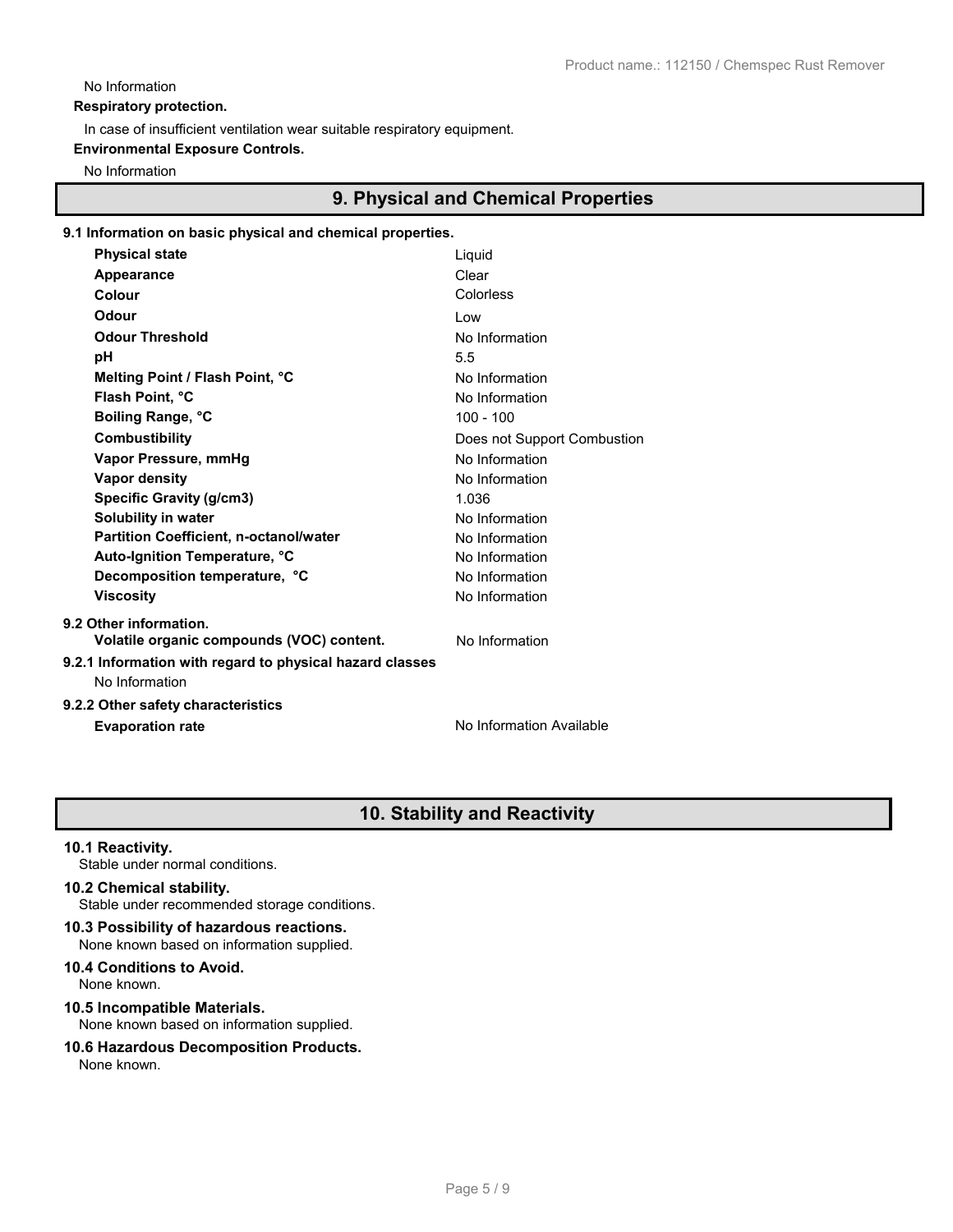No Information

**Respiratory protection.**

In case of insufficient ventilation wear suitable respiratory equipment.

**Environmental Exposure Controls.**

No Information

## 9. Physical and Chemical Properties

**9.1 Information on basic physical and chemical properties.**

| Property | Value |
|---|---|
| **Physical state** | Liquid |
| **Appearance** | Clear |
| **Colour** | Colorless |
| **Odour** | Low |
| **Odour Threshold** | No Information |
| **pH** | 5.5 |
| **Melting Point / Flash Point, °C** | No Information |
| **Flash Point, °C** | No Information |
| **Boiling Range, °C** | 100 - 100 |
| **Combustibility** | Does not Support Combustion |
| **Vapor Pressure, mmHg** | No Information |
| **Vapor density** | No Information |
| **Specific Gravity (g/cm3)** | 1.036 |
| **Solubility in water** | No Information |
| **Partition Coefficient, n-octanol/water** | No Information |
| **Auto-Ignition Temperature, °C** | No Information |
| **Decomposition temperature, °C** | No Information |
| **Viscosity** | No Information |

**9.2 Other information.**

**Volatile organic compounds (VOC) content.** No Information

**9.2.1 Information with regard to physical hazard classes**

No Information

**9.2.2 Other safety characteristics**

**Evaporation rate** No Information Available

## 10. Stability and Reactivity

**10.1 Reactivity.**

Stable under normal conditions.

**10.2 Chemical stability.**

Stable under recommended storage conditions.

**10.3 Possibility of hazardous reactions.**

None known based on information supplied.

**10.4 Conditions to Avoid.**

None known.

**10.5 Incompatible Materials.**

None known based on information supplied.

**10.6 Hazardous Decomposition Products.**

None known.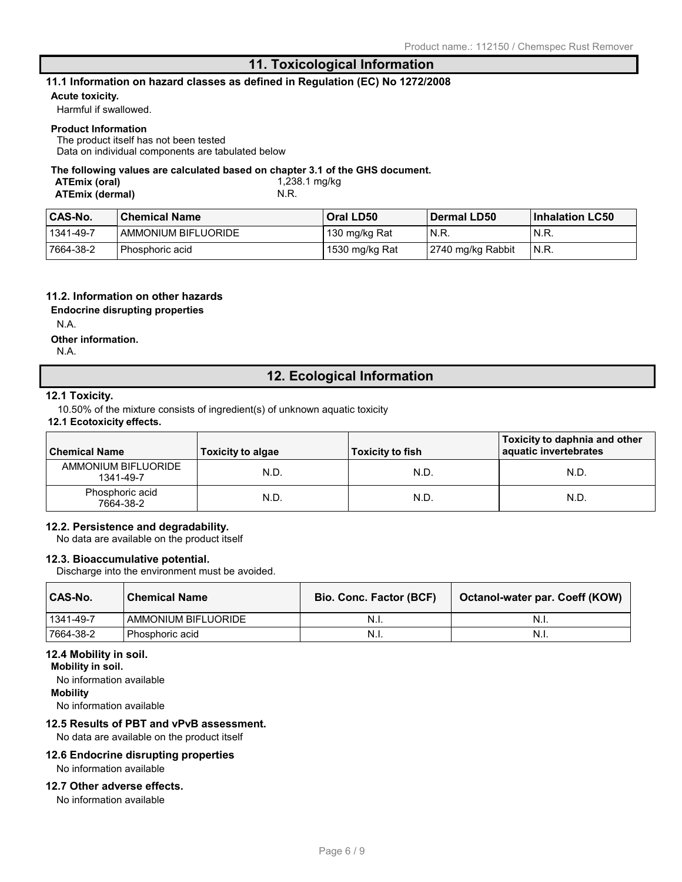## 11. Toxicological Information

### 11.1 Information on hazard classes as defined in Regulation (EC) No 1272/2008

**Acute toxicity.**

Harmful if swallowed.

**Product Information**

The product itself has not been tested
Data on individual components are tabulated below

**The following values are calculated based on chapter 3.1 of the GHS document.**

**ATEmix (oral)** 1,238.1 mg/kg
**ATEmix (dermal)** N.R.

| CAS-No. | Chemical Name | Oral LD50 | Dermal LD50 | Inhalation LC50 |
|---|---|---|---|---|
| 1341-49-7 | AMMONIUM BIFLUORIDE | 130 mg/kg Rat | N.R. | N.R. |
| 7664-38-2 | Phosphoric acid | 1530 mg/kg Rat | 2740 mg/kg Rabbit | N.R. |

### 11.2. Information on other hazards

**Endocrine disrupting properties**

N.A.

**Other information.**

N.A.

## 12. Ecological Information

### 12.1 Toxicity.

10.50% of the mixture consists of ingredient(s) of unknown aquatic toxicity

**12.1 Ecotoxicity effects.**

| Chemical Name | Toxicity to algae | Toxicity to fish | Toxicity to daphnia and other aquatic invertebrates |
|---|---|---|---|
| AMMONIUM BIFLUORIDE 1341-49-7 | N.D. | N.D. | N.D. |
| Phosphoric acid 7664-38-2 | N.D. | N.D. | N.D. |

### 12.2. Persistence and degradability.

No data are available on the product itself

### 12.3. Bioaccumulative potential.

Discharge into the environment must be avoided.

| CAS-No. | Chemical Name | Bio. Conc. Factor (BCF) | Octanol-water par. Coeff (KOW) |
|---|---|---|---|
| 1341-49-7 | AMMONIUM BIFLUORIDE | N.I. | N.I. |
| 7664-38-2 | Phosphoric acid | N.I. | N.I. |

### 12.4 Mobility in soil.

**Mobility in soil.**

No information available

**Mobility**

No information available

### 12.5 Results of PBT and vPvB assessment.

No data are available on the product itself

### 12.6 Endocrine disrupting properties

No information available

### 12.7 Other adverse effects.

No information available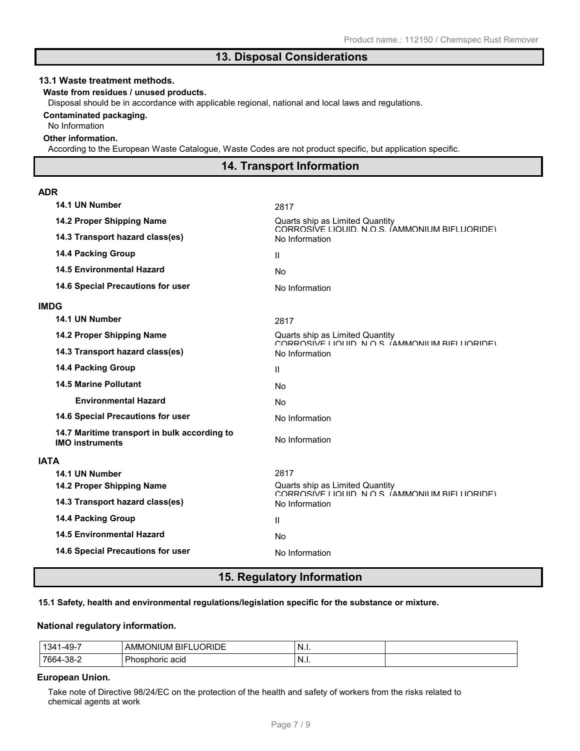## 13. Disposal Considerations

**13.1 Waste treatment methods.**

**Waste from residues / unused products.**

Disposal should be in accordance with applicable regional, national and local laws and regulations.

**Contaminated packaging.**

No Information

**Other information.**

According to the European Waste Catalogue, Waste Codes are not product specific, but application specific.

## 14. Transport Information

**ADR**

| | |
|---|---|
| **14.1 UN Number** | 2817 |
| **14.2 Proper Shipping Name** | Quarts ship as Limited Quantity CORROSIVE LIQUID, N.O.S. (AMMONIUM BIFLUORIDE) |
| **14.3 Transport hazard class(es)** | No Information |
| **14.4 Packing Group** | II |
| **14.5 Environmental Hazard** | No |
| **14.6 Special Precautions for user** | No Information |

**IMDG**

| | |
|---|---|
| **14.1 UN Number** | 2817 |
| **14.2 Proper Shipping Name** | Quarts ship as Limited Quantity CORROSIVE LIQUID, N.O.S. (AMMONIUM BIFLUORIDE) |
| **14.3 Transport hazard class(es)** | No Information |
| **14.4 Packing Group** | II |
| **14.5 Marine Pollutant** | No |
| **Environmental Hazard** | No |
| **14.6 Special Precautions for user** | No Information |
| **14.7 Maritime transport in bulk according to IMO instruments** | No Information |

**IATA**

| | |
|---|---|
| **14.1 UN Number** | 2817 |
| **14.2 Proper Shipping Name** | Quarts ship as Limited Quantity CORROSIVE LIQUID, N.O.S. (AMMONIUM BIFLUORIDE) |
| **14.3 Transport hazard class(es)** | No Information |
| **14.4 Packing Group** | II |
| **14.5 Environmental Hazard** | No |
| **14.6 Special Precautions for user** | No Information |

## 15. Regulatory Information

**15.1 Safety, health and environmental regulations/legislation specific for the substance or mixture.**

**National regulatory information.**

| | | | |
|---|---|---|---|
| 1341-49-7 | AMMONIUM BIFLUORIDE | N.I. | |
| 7664-38-2 | Phosphoric acid | N.I. | |

**European Union.**

Take note of Directive 98/24/EC on the protection of the health and safety of workers from the risks related to chemical agents at work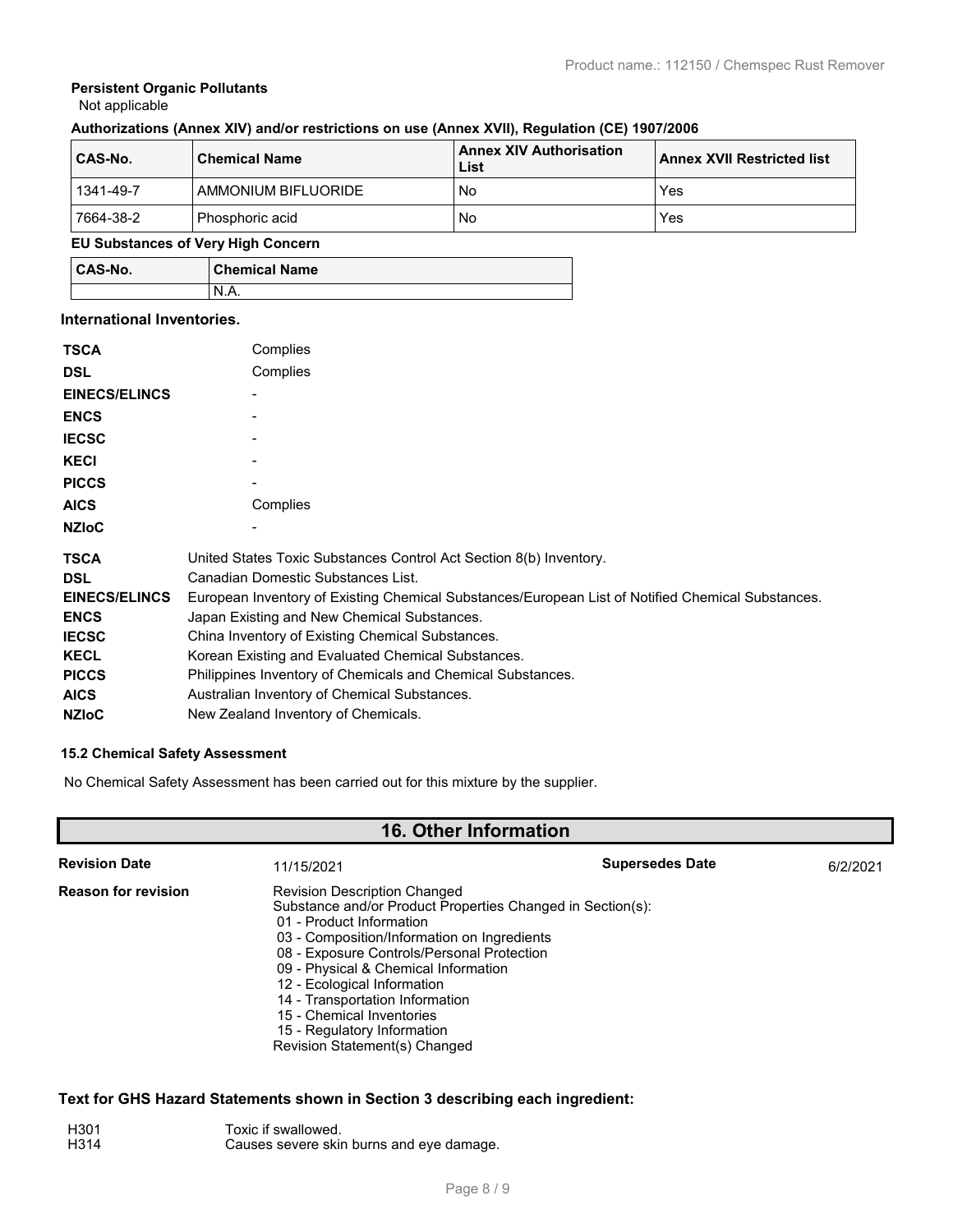**Persistent Organic Pollutants**

Not applicable

**Authorizations (Annex XIV) and/or restrictions on use (Annex XVII), Regulation (CE) 1907/2006**

| CAS-No. | Chemical Name | Annex XIV Authorisation List | Annex XVII Restricted list |
|---|---|---|---|
| 1341-49-7 | AMMONIUM BIFLUORIDE | No | Yes |
| 7664-38-2 | Phosphoric acid | No | Yes |

**EU Substances of Very High Concern**

| CAS-No. | Chemical Name |
|---|---|
| | N.A. |

**International Inventories.**

| | |
|---|---|
| **TSCA** | Complies |
| **DSL** | Complies |
| **EINECS/ELINCS** | - |
| **ENCS** | - |
| **IECSC** | - |
| **KECI** | - |
| **PICCS** | - |
| **AICS** | Complies |
| **NZIoC** | - |

| | |
|---|---|
| **TSCA** | United States Toxic Substances Control Act Section 8(b) Inventory. |
| **DSL** | Canadian Domestic Substances List. |
| **EINECS/ELINCS** | European Inventory of Existing Chemical Substances/European List of Notified Chemical Substances. |
| **ENCS** | Japan Existing and New Chemical Substances. |
| **IECSC** | China Inventory of Existing Chemical Substances. |
| **KECL** | Korean Existing and Evaluated Chemical Substances. |
| **PICCS** | Philippines Inventory of Chemicals and Chemical Substances. |
| **AICS** | Australian Inventory of Chemical Substances. |
| **NZIoC** | New Zealand Inventory of Chemicals. |

**15.2 Chemical Safety Assessment**

No Chemical Safety Assessment has been carried out for this mixture by the supplier.

## 16. Other Information

**Revision Date** 11/15/2021 **Supersedes Date** 6/2/2021

**Reason for revision**

Revision Description Changed
Substance and/or Product Properties Changed in Section(s):
- 01 - Product Information
- 03 - Composition/Information on Ingredients
- 08 - Exposure Controls/Personal Protection
- 09 - Physical & Chemical Information
- 12 - Ecological Information
- 14 - Transportation Information
- 15 - Chemical Inventories
- 15 - Regulatory Information

Revision Statement(s) Changed

**Text for GHS Hazard Statements shown in Section 3 describing each ingredient:**

| | |
|---|---|
| H301 | Toxic if swallowed. |
| H314 | Causes severe skin burns and eye damage. |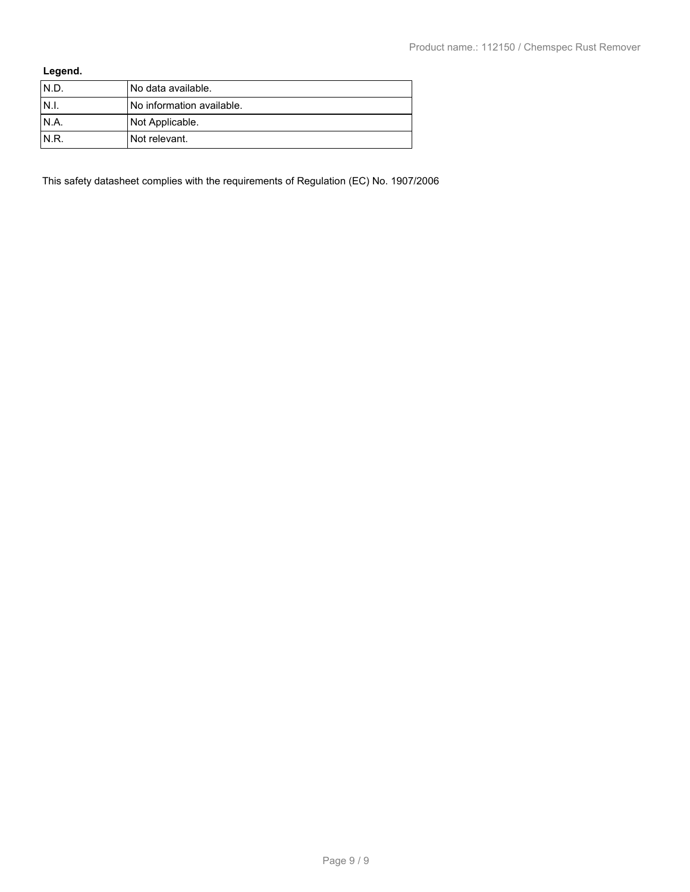**Legend.**

| | |
|---|---|
| N.D. | No data available. |
| N.I. | No information available. |
| N.A. | Not Applicable. |
| N.R. | Not relevant. |

This safety datasheet complies with the requirements of Regulation (EC) No. 1907/2006